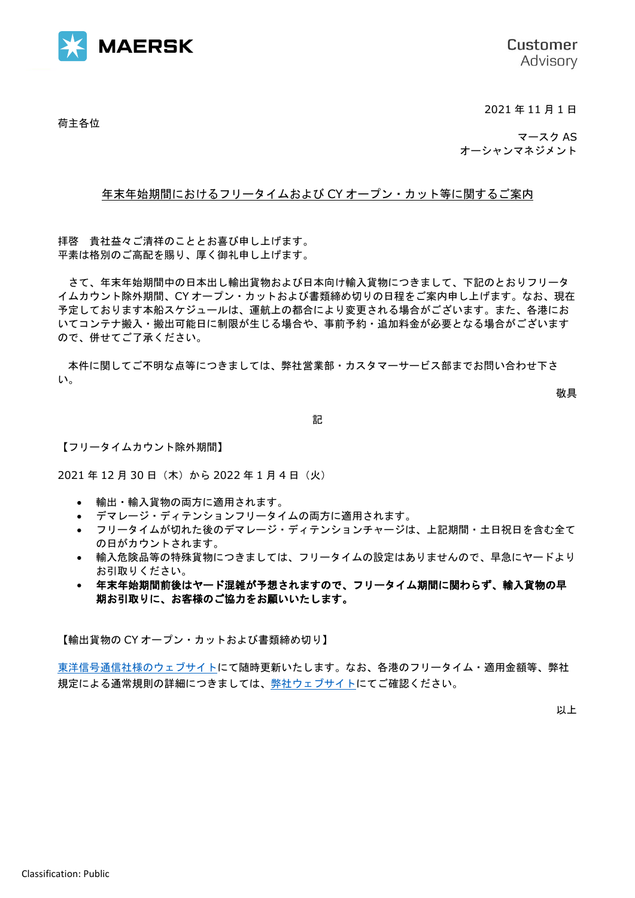MAERSK

Customer Advisory

2021 年 11 月 1 日

荷主各位

マースク AS
オーシャンマネジメント

## 年末年始期間におけるフリータイムおよび CY オープン・カット等に関するご案内

拝啓　貴社益々ご清祥のこととお喜び申し上げます。
平素は格別のご高配を賜り、厚く御礼申し上げます。

さて、年末年始期間中の日本出し輸出貨物および日本向け輸入貨物につきまして、下記のとおりフリータイムカウント除外期間、CY オープン・カットおよび書類締め切りの日程をご案内申し上げます。なお、現在予定しております本船スケジュールは、運航上の都合により変更される場合がございます。また、各港においてコンテナ搬入・搬出可能日に制限が生じる場合や、事前予約・追加料金が必要となる場合がございますので、併せてご了承ください。

本件に関してご不明な点等につきましては、弊社営業部・カスタマーサービス部までお問い合わせ下さい。

敬具

記

【フリータイムカウント除外期間】

2021 年 12 月 30 日（木）から 2022 年 1 月 4 日（火）

- 輸出・輸入貨物の両方に適用されます。
- デマレージ・ディテンションフリータイムの両方に適用されます。
- フリータイムが切れた後のデマレージ・ディテンションチャージは、上記期間・土日祝日を含む全ての日がカウントされます。
- 輸入危険品等の特殊貨物につきましては、フリータイムの設定はありませんので、早急にヤードよりお引取りください。
- **年末年始期間前後はヤード混雑が予想されますので、フリータイム期間に関わらず、輸入貨物の早期お引取りに、お客様のご協力をお願いいたします。**

【輸出貨物の CY オープン・カットおよび書類締め切り】

東洋信号通信社様のウェブサイトにて随時更新いたします。なお、各港のフリータイム・適用金額等、弊社規定による通常規則の詳細につきましては、弊社ウェブサイトにてご確認ください。

以上

Classification: Public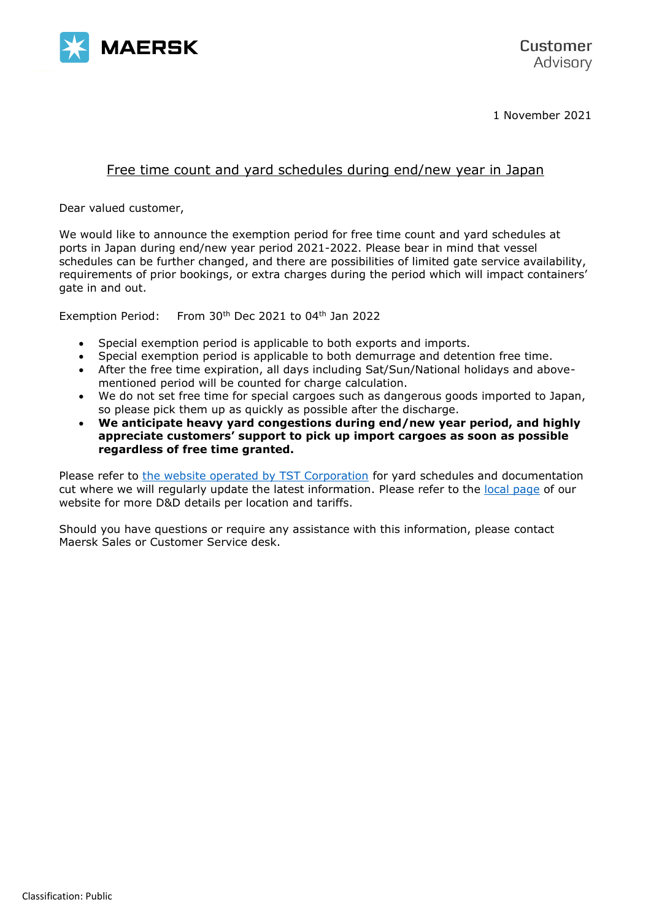MAERSK

Customer Advisory

1 November 2021

## Free time count and yard schedules during end/new year in Japan

Dear valued customer,

We would like to announce the exemption period for free time count and yard schedules at ports in Japan during end/new year period 2021-2022. Please bear in mind that vessel schedules can be further changed, and there are possibilities of limited gate service availability, requirements of prior bookings, or extra charges during the period which will impact containers' gate in and out.

Exemption Period: From 30th Dec 2021 to 04th Jan 2022

- Special exemption period is applicable to both exports and imports.
- Special exemption period is applicable to both demurrage and detention free time.
- After the free time expiration, all days including Sat/Sun/National holidays and above-mentioned period will be counted for charge calculation.
- We do not set free time for special cargoes such as dangerous goods imported to Japan, so please pick them up as quickly as possible after the discharge.
- **We anticipate heavy yard congestions during end/new year period, and highly appreciate customers' support to pick up import cargoes as soon as possible regardless of free time granted.**

Please refer to the website operated by TST Corporation for yard schedules and documentation cut where we will regularly update the latest information. Please refer to the local page of our website for more D&D details per location and tariffs.

Should you have questions or require any assistance with this information, please contact Maersk Sales or Customer Service desk.

Classification: Public